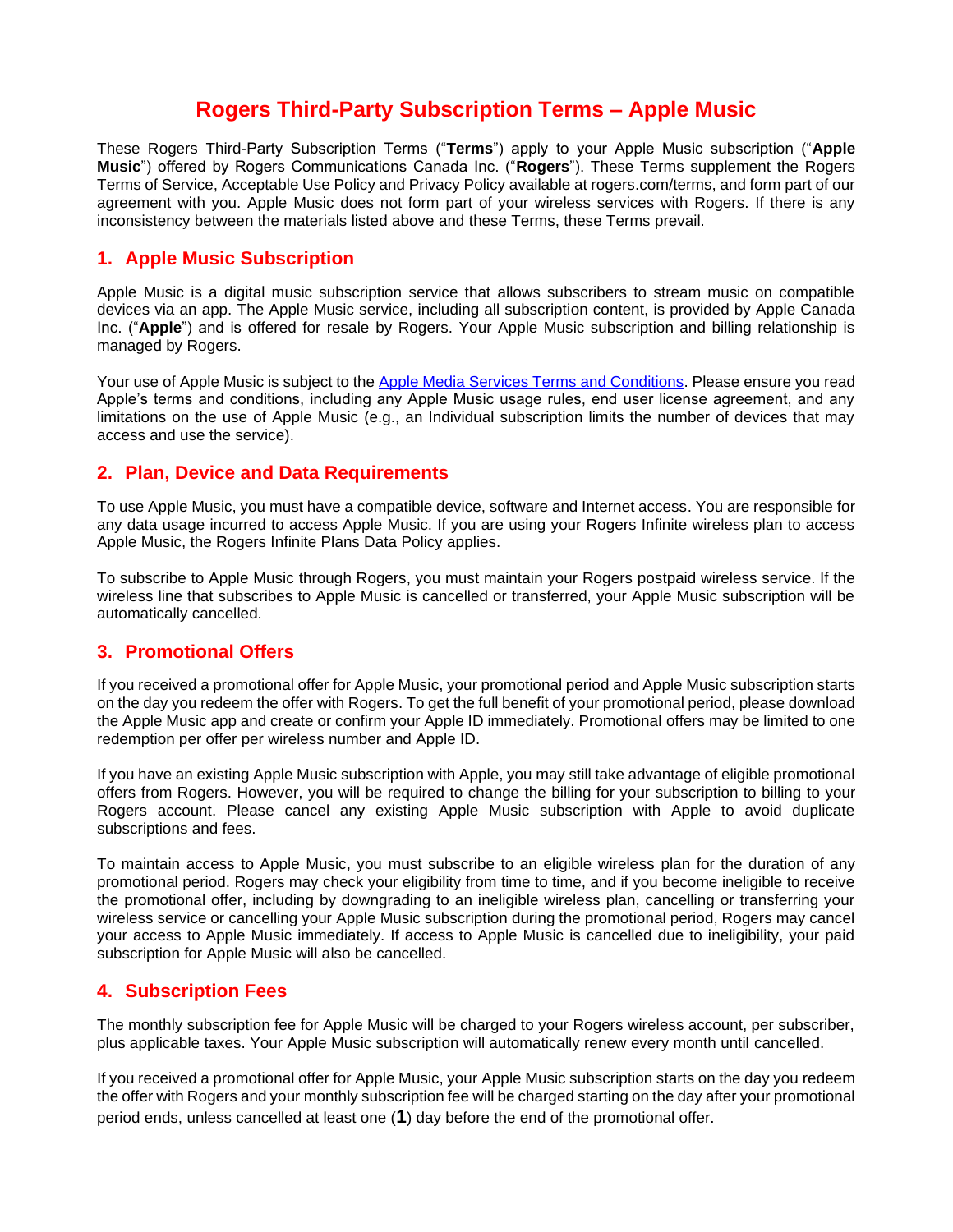# Rogers Third-Party Subscription Terms – Apple Music

These Rogers Third-Party Subscription Terms ("**Terms**") apply to your Apple Music subscription ("**Apple Music**") offered by Rogers Communications Canada Inc. ("**Rogers**"). These Terms supplement the Rogers Terms of Service, Acceptable Use Policy and Privacy Policy available at rogers.com/terms, and form part of our agreement with you. Apple Music does not form part of your wireless services with Rogers. If there is any inconsistency between the materials listed above and these Terms, these Terms prevail.

## 1. Apple Music Subscription

Apple Music is a digital music subscription service that allows subscribers to stream music on compatible devices via an app. The Apple Music service, including all subscription content, is provided by Apple Canada Inc. ("**Apple**") and is offered for resale by Rogers. Your Apple Music subscription and billing relationship is managed by Rogers.

Your use of Apple Music is subject to the [Apple Media Services Terms and Conditions](). Please ensure you read Apple's terms and conditions, including any Apple Music usage rules, end user license agreement, and any limitations on the use of Apple Music (e.g., an Individual subscription limits the number of devices that may access and use the service).

## 2. Plan, Device and Data Requirements

To use Apple Music, you must have a compatible device, software and Internet access. You are responsible for any data usage incurred to access Apple Music. If you are using your Rogers Infinite wireless plan to access Apple Music, the Rogers Infinite Plans Data Policy applies.

To subscribe to Apple Music through Rogers, you must maintain your Rogers postpaid wireless service. If the wireless line that subscribes to Apple Music is cancelled or transferred, your Apple Music subscription will be automatically cancelled.

## 3. Promotional Offers

If you received a promotional offer for Apple Music, your promotional period and Apple Music subscription starts on the day you redeem the offer with Rogers. To get the full benefit of your promotional period, please download the Apple Music app and create or confirm your Apple ID immediately. Promotional offers may be limited to one redemption per offer per wireless number and Apple ID.

If you have an existing Apple Music subscription with Apple, you may still take advantage of eligible promotional offers from Rogers. However, you will be required to change the billing for your subscription to billing to your Rogers account. Please cancel any existing Apple Music subscription with Apple to avoid duplicate subscriptions and fees.

To maintain access to Apple Music, you must subscribe to an eligible wireless plan for the duration of any promotional period. Rogers may check your eligibility from time to time, and if you become ineligible to receive the promotional offer, including by downgrading to an ineligible wireless plan, cancelling or transferring your wireless service or cancelling your Apple Music subscription during the promotional period, Rogers may cancel your access to Apple Music immediately. If access to Apple Music is cancelled due to ineligibility, your paid subscription for Apple Music will also be cancelled.

## 4. Subscription Fees

The monthly subscription fee for Apple Music will be charged to your Rogers wireless account, per subscriber, plus applicable taxes. Your Apple Music subscription will automatically renew every month until cancelled.

If you received a promotional offer for Apple Music, your Apple Music subscription starts on the day you redeem the offer with Rogers and your monthly subscription fee will be charged starting on the day after your promotional period ends, unless cancelled at least one (**1**) day before the end of the promotional offer.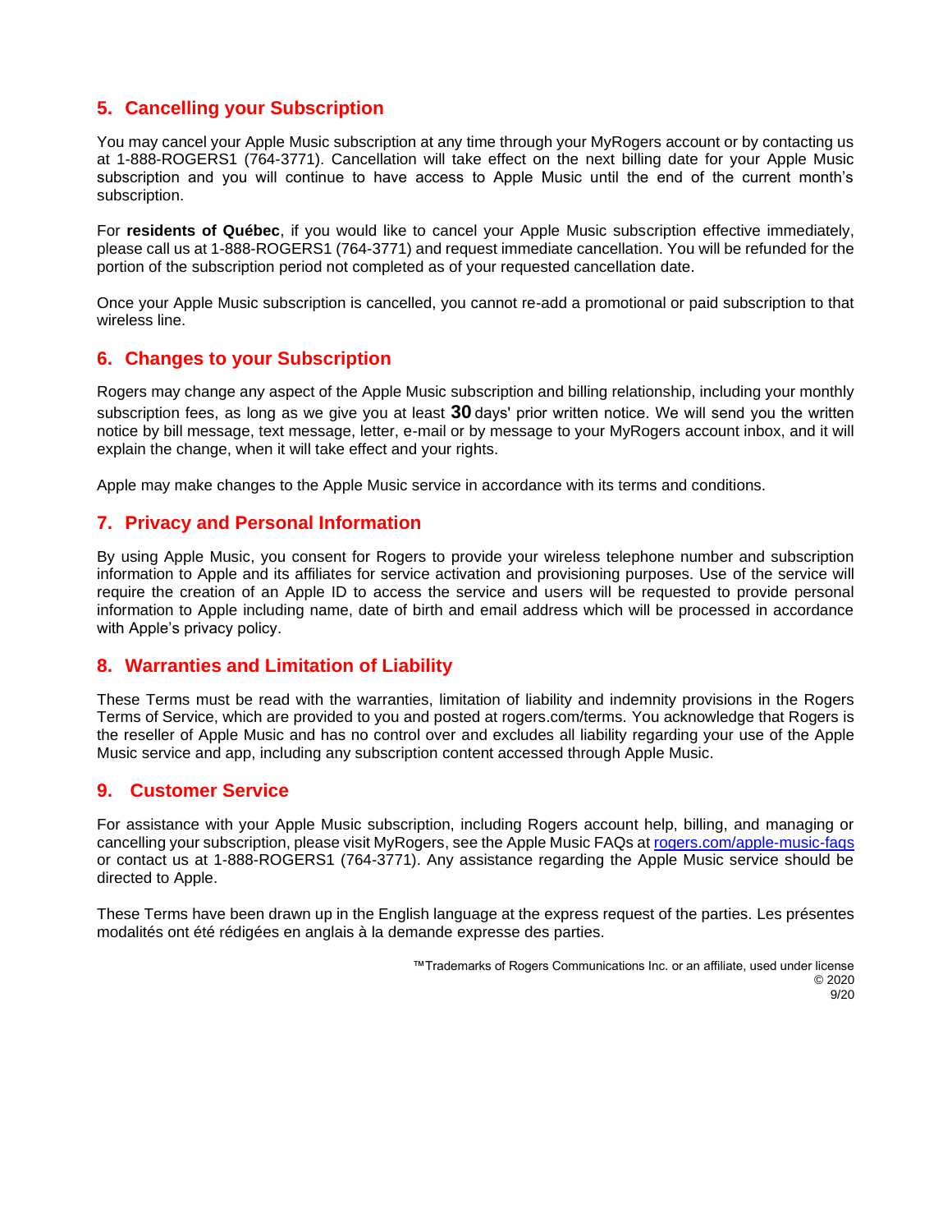## 5. Cancelling your Subscription

You may cancel your Apple Music subscription at any time through your MyRogers account or by contacting us at 1-888-ROGERS1 (764-3771). Cancellation will take effect on the next billing date for your Apple Music subscription and you will continue to have access to Apple Music until the end of the current month's subscription.

For **residents of Québec**, if you would like to cancel your Apple Music subscription effective immediately, please call us at 1-888-ROGERS1 (764-3771) and request immediate cancellation. You will be refunded for the portion of the subscription period not completed as of your requested cancellation date.

Once your Apple Music subscription is cancelled, you cannot re-add a promotional or paid subscription to that wireless line.

## 6. Changes to your Subscription

Rogers may change any aspect of the Apple Music subscription and billing relationship, including your monthly subscription fees, as long as we give you at least **30** days' prior written notice. We will send you the written notice by bill message, text message, letter, e-mail or by message to your MyRogers account inbox, and it will explain the change, when it will take effect and your rights.

Apple may make changes to the Apple Music service in accordance with its terms and conditions.

## 7. Privacy and Personal Information

By using Apple Music, you consent for Rogers to provide your wireless telephone number and subscription information to Apple and its affiliates for service activation and provisioning purposes. Use of the service will require the creation of an Apple ID to access the service and users will be requested to provide personal information to Apple including name, date of birth and email address which will be processed in accordance with Apple's privacy policy.

## 8. Warranties and Limitation of Liability

These Terms must be read with the warranties, limitation of liability and indemnity provisions in the Rogers Terms of Service, which are provided to you and posted at rogers.com/terms. You acknowledge that Rogers is the reseller of Apple Music and has no control over and excludes all liability regarding your use of the Apple Music service and app, including any subscription content accessed through Apple Music.

## 9. Customer Service

For assistance with your Apple Music subscription, including Rogers account help, billing, and managing or cancelling your subscription, please visit MyRogers, see the Apple Music FAQs at [rogers.com/apple-music-faqs](rogers.com/apple-music-faqs) or contact us at 1-888-ROGERS1 (764-3771). Any assistance regarding the Apple Music service should be directed to Apple.

These Terms have been drawn up in the English language at the express request of the parties. Les présentes modalités ont été rédigées en anglais à la demande expresse des parties.

™Trademarks of Rogers Communications Inc. or an affiliate, used under license
© 2020
9/20